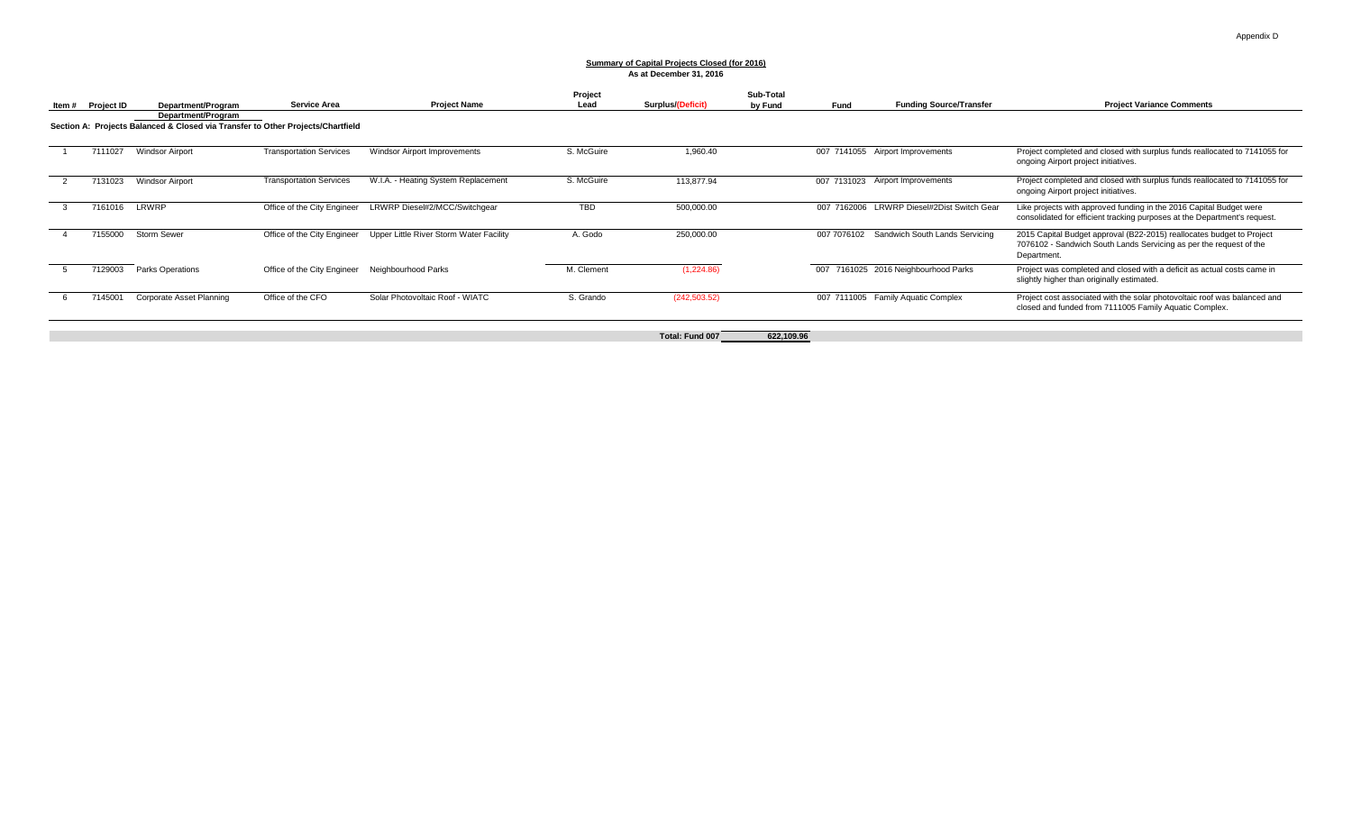Appendix D

**Summary of Capital Projects Closed (for 2016)**
**As at December 31, 2016**

| Item # | Project ID | Department/Program | Service Area | Project Name | Project Lead | Surplus/(Deficit) | Sub-Total by Fund | Fund | Funding Source/Transfer | Project Variance Comments |
|---|---|---|---|---|---|---|---|---|---|---|
| | | **Department/Program** | | | | | | | | |
| **Section A: Projects Balanced & Closed via Transfer to Other Projects/Chartfield** | | | | | | | | | | |
| 1 | 7111027 | Windsor Airport | Transportation Services | Windsor Airport Improvements | S. McGuire | 1,960.40 | | 007 7141055 | Airport Improvements | Project completed and closed with surplus funds reallocated to 7141055 for ongoing Airport project initiatives. |
| 2 | 7131023 | Windsor Airport | Transportation Services | W.I.A. - Heating System Replacement | S. McGuire | 113,877.94 | | 007 7131023 | Airport Improvements | Project completed and closed with surplus funds reallocated to 7141055 for ongoing Airport project initiatives. |
| 3 | 7161016 | LRWRP | Office of the City Engineer | LRWRP Diesel#2/MCC/Switchgear | TBD | 500,000.00 | | 007 7162006 | LRWRP Diesel#2Dist Switch Gear | Like projects with approved funding in the 2016 Capital Budget were consolidated for efficient tracking purposes at the Department's request. |
| 4 | 7155000 | Storm Sewer | Office of the City Engineer | Upper Little River Storm Water Facility | A. Godo | 250,000.00 | | 007 7076102 | Sandwich South Lands Servicing | 2015 Capital Budget approval (B22-2015) reallocates budget to Project 7076102 - Sandwich South Lands Servicing as per the request of the Department. |
| 5 | 7129003 | Parks Operations | Office of the City Engineer | Neighbourhood Parks | M. Clement | (1,224.86) | | 007 7161025 | 2016 Neighbourhood Parks | Project was completed and closed with a deficit as actual costs came in slightly higher than originally estimated. |
| 6 | 7145001 | Corporate Asset Planning | Office of the CFO | Solar Photovoltaic Roof - WIATC | S. Grando | (242,503.52) | | 007 7111005 | Family Aquatic Complex | Project cost associated with the solar photovoltaic roof was balanced and closed and funded from 7111005 Family Aquatic Complex. |
| | | | | | | **Total: Fund 007** | **622,109.96** | | | |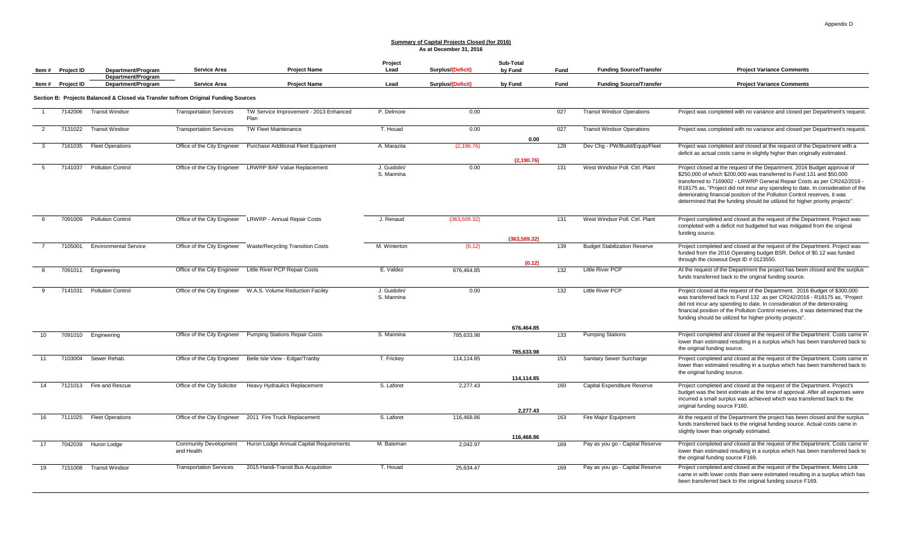Appendix D

**Summary of Capital Projects Closed (for 2016)**
**As at December 31, 2016**

| Item # | Project ID | Department/Program | Service Area | Project Name | Project Lead | Surplus/(Deficit) | Sub-Total by Fund | Fund | Funding Source/Transfer | Project Variance Comments |
|---|---|---|---|---|---|---|---|---|---|---|
| **Section B: Projects Balanced & Closed via Transfer to/from Original Funding Sources** | | | | | | | | | | |
| 1 | 7142006 | Transit Windsor | Transportation Services | TW Service Improvement - 2013 Enhanced Plan | P. Delmore | 0.00 | | 027 | Transit Windsor Operations | Project was completed with no variance and closed per Department's request. |
| 2 | 7131022 | Transit Windsor | Transportation Services | TW Fleet Maintenance | T. Houad | 0.00 | 0.00 | 027 | Transit Windsor Operations | Project was completed with no variance and closed per Department's request. |
| 3 | 7161035 | Fleet Operations | Office of the City Engineer | Purchase Additional Fleet Equipment | A. Marazita | (2,190.76) | (2,190.76) | 128 | Dev Chg - PW/Build/Equip/Fleet | Project was completed and closed at the request of the Department with a deficit as actual costs came in slightly higher than originally estimated. |
| 5 | 7141037 | Pollution Control | Office of the City Engineer | LRWRP BAF Value Replacement | J. Guidolin/ S. Mannina | 0.00 | | 131 | West Windsor Poll. Ctrl. Plant | Project closed at the request of the Department. 2016 Budget approval of $250,000 of which $200,000 was transferred to Fund 131 and $50,000 transferred to 7169002 - LRWRP General Repair Costs as per CR242/2016 - R18175 as, "Project did not incur any spending to date. In consideration of the deteriorating financial position of the Pollution Control reserves, it was determined that the funding should be utilized for higher priority projects". |
| 6 | 7091009 | Pollution Control | Office of the City Engineer | LRWRP - Annual Repair Costs | J. Renaud | (363,509.32) | (363,509.32) | 131 | West Windsor Poll. Ctrl. Plant | Project completed and closed at the request of the Department. Project was completed with a deficit not budgeted but was mitigated from the original funding source. |
| 7 | 7105001 | Environmental Service | Office of the City Engineer | Waste/Recycling Transition Costs | M. Winterton | (0.12) | (0.12) | 139 | Budget Stabilization Reserve | Project completed and closed at the request of the Department. Project was funded from the 2016 Operating budget BSR. Deficit of $0.12 was funded through the closeout Dept ID # 0123550. |
| 8 | 7091011 | Engineering | Office of the City Engineer | Little River PCP Repair Costs | E. Valdez | 676,464.85 | | 132 | Little River PCP | At the request of the Department the project has been closed and the surplus funds transferred back to the original funding source. |
| 9 | 7141031 | Pollution Control | Office of the City Engineer | W.A.S. Volume Reduction Facility | J. Guidolin/ S. Mannina | 0.00 | 676,464.85 | 132 | Little River PCP | Project closed at the request of the Department. 2016 Budget of $300,000 was transferred back to Fund 132 as per CR242/2016 - R18175 as, "Project did not incur any spending to date. In consideration of the deteriorating financial position of the Pollution Control reserves, it was determined that the funding should be utilized for higher priority projects". |
| 10 | 7091010 | Engineering | Office of the City Engineer | Pumping Stations Repair Costs | S. Mannina | 785,633.98 | 785,633.98 | 133 | Pumping Stations | Project completed and closed at the request of the Department. Costs came in lower than estimated resulting in a surplus which has been transferred back to the original funding source. |
| 11 | 7103004 | Sewer Rehab. | Office of the City Engineer | Belle Isle View - Edgar/Tranby | T. Frickey | 114,114.85 | 114,114.85 | 153 | Sanitary Sewer Surcharge | Project completed and closed at the request of the Department. Costs came in lower than estimated resulting in a surplus which has been transferred back to the original funding source. |
| 14 | 7121013 | Fire and Rescue | Office of the City Solicitor | Heavy Hydraulics Replacement | S. Laforet | 2,277.43 | 2,277.43 | 160 | Capital Expenditure Reserve | Project completed and closed at the request of the Department. Project's budget was the best estimate at the time of approval. After all expenses were incurred a small surplus was achieved which was transferred back to the original funding source F160. |
| 16 | 7111025 | Fleet Operations | Office of the City Engineer | 2011 Fire Truck Replacement | S. Laforet | 116,468.86 | 116,468.86 | 163 | Fire Major Equipment | At the request of the Department the project has been closed and the surplus funds transferred back to the original funding source. Actual costs came in slightly lower than originally estimated. |
| 17 | 7042039 | Huron Lodge | Community Development and Health | Huron Lodge Annual Capital Requirements | M. Bateman | 2,042.97 | | 169 | Pay as you go - Capital Reserve | Project completed and closed at the request of the Department. Costs came in lower than estimated resulting in a surplus which has been transferred back to the original funding source F169. |
| 19 | 7151008 | Transit Windsor | Transportation Services | 2015 Handi-Transit Bus Acquisition | T. Houad | 25,634.47 | | 169 | Pay as you go - Capital Reserve | Project completed and closed at the request of the Department. Metro Link came in with lower costs than were estimated resulting in a surplus which has been transferred back to the original funding source F169. |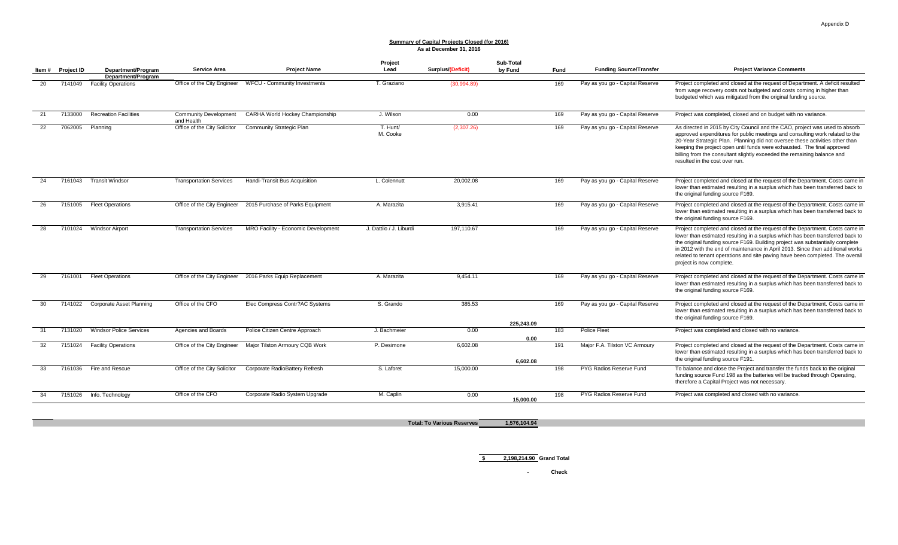Appendix D

**Summary of Capital Projects Closed (for 2016)**
**As at December 31, 2016**

| Item # | Project ID | Department/Program | Service Area | Project Name | Project Lead | Surplus/(Deficit) | Sub-Total by Fund | Fund | Funding Source/Transfer | Project Variance Comments |
|---|---|---|---|---|---|---|---|---|---|---|
| | | **Department/Program** | | | | | | | | |
| 20 | 7141049 | Facility Operations | Office of the City Engineer | WFCU - Community Investments | T. Graziano | (30,994.89) | | 169 | Pay as you go - Capital Reserve | Project completed and closed at the request of Department. A deficit resulted from wage recovery costs not budgeted and costs coming in higher than budgeted which was mitigated from the original funding source. |
| 21 | 7133000 | Recreation Facilities | Community Development and Health | CARHA World Hockey Championship | J. Wilson | 0.00 | | 169 | Pay as you go - Capital Reserve | Project was completed, closed and on budget with no variance. |
| 22 | 7062005 | Planning | Office of the City Solicitor | Community Strategic Plan | T. Hunt/ M. Cooke | (2,307.26) | | 169 | Pay as you go - Capital Reserve | As directed in 2015 by City Council and the CAO, project was used to absorb approved expenditures for public meetings and consulting work related to the 20-Year Strategic Plan. Planning did not oversee these activities other than keeping the project open until funds were exhausted. The final approved billing from the consultant slightly exceeded the remaining balance and resulted in the cost over run. |
| 24 | 7161043 | Transit Windsor | Transportation Services | Handi-Transit Bus Acquisition | L. Colennutt | 20,002.08 | | 169 | Pay as you go - Capital Reserve | Project completed and closed at the request of the Department. Costs came in lower than estimated resulting in a surplus which has been transferred back to the original funding source F169. |
| 26 | 7151005 | Fleet Operations | Office of the City Engineer | 2015 Purchase of Parks Equipment | A. Marazita | 3,915.41 | | 169 | Pay as you go - Capital Reserve | Project completed and closed at the request of the Department. Costs came in lower than estimated resulting in a surplus which has been transferred back to the original funding source F169. |
| 28 | 7101024 | Windsor Airport | Transportation Services | MRO Facility - Economic Development | J. Dattilo / J. Liburdi | 197,110.67 | | 169 | Pay as you go - Capital Reserve | Project completed and closed at the request of the Department. Costs came in lower than estimated resulting in a surplus which has been transferred back to the original funding source F169. Building project was substantially complete in 2012 with the end of maintenance in April 2013. Since then additional works related to tenant operations and site paving have been completed. The overall project is now complete. |
| 29 | 7161001 | Fleet Operations | Office of the City Engineer | 2016 Parks Equip Replacement | A. Marazita | 9,454.11 | | 169 | Pay as you go - Capital Reserve | Project completed and closed at the request of the Department. Costs came in lower than estimated resulting in a surplus which has been transferred back to the original funding source F169. |
| 30 | 7141022 | Corporate Asset Planning | Office of the CFO | Elec Compress Contr?AC Systems | S. Grando | 385.53 | 225,243.09 | 169 | Pay as you go - Capital Reserve | Project completed and closed at the request of the Department. Costs came in lower than estimated resulting in a surplus which has been transferred back to the original funding source F169. |
| 31 | 7131020 | Windsor Police Services | Agencies and Boards | Police Citizen Centre Approach | J. Bachmeier | 0.00 | 0.00 | 183 | Police Fleet | Project was completed and closed with no variance. |
| 32 | 7151024 | Facility Operations | Office of the City Engineer | Major Tilston Armoury CQB Work | P. Desimone | 6,602.08 | 6,602.08 | 191 | Major F.A. Tilston VC Armoury | Project completed and closed at the request of the Department. Costs came in lower than estimated resulting in a surplus which has been transferred back to the original funding source F191. |
| 33 | 7161036 | Fire and Rescue | Office of the City Solicitor | Corporate RadioBattery Refresh | S. Laforet | 15,000.00 | | 198 | PYG Radios Reserve Fund | To balance and close the Project and transfer the funds back to the original funding source Fund 198 as the batteries will be tracked through Operating, therefore a Capital Project was not necessary. |
| 34 | 7151026 | Info. Technology | Office of the CFO | Corporate Radio System Upgrade | M. Caplin | 0.00 | 15,000.00 | 198 | PYG Radios Reserve Fund | Project was completed and closed with no variance. |
| | | | | | **Total: To Various Reserves** | **1,576,104.94** | | | | |

**$ 2,198,214.90 Grand Total**

**- Check**